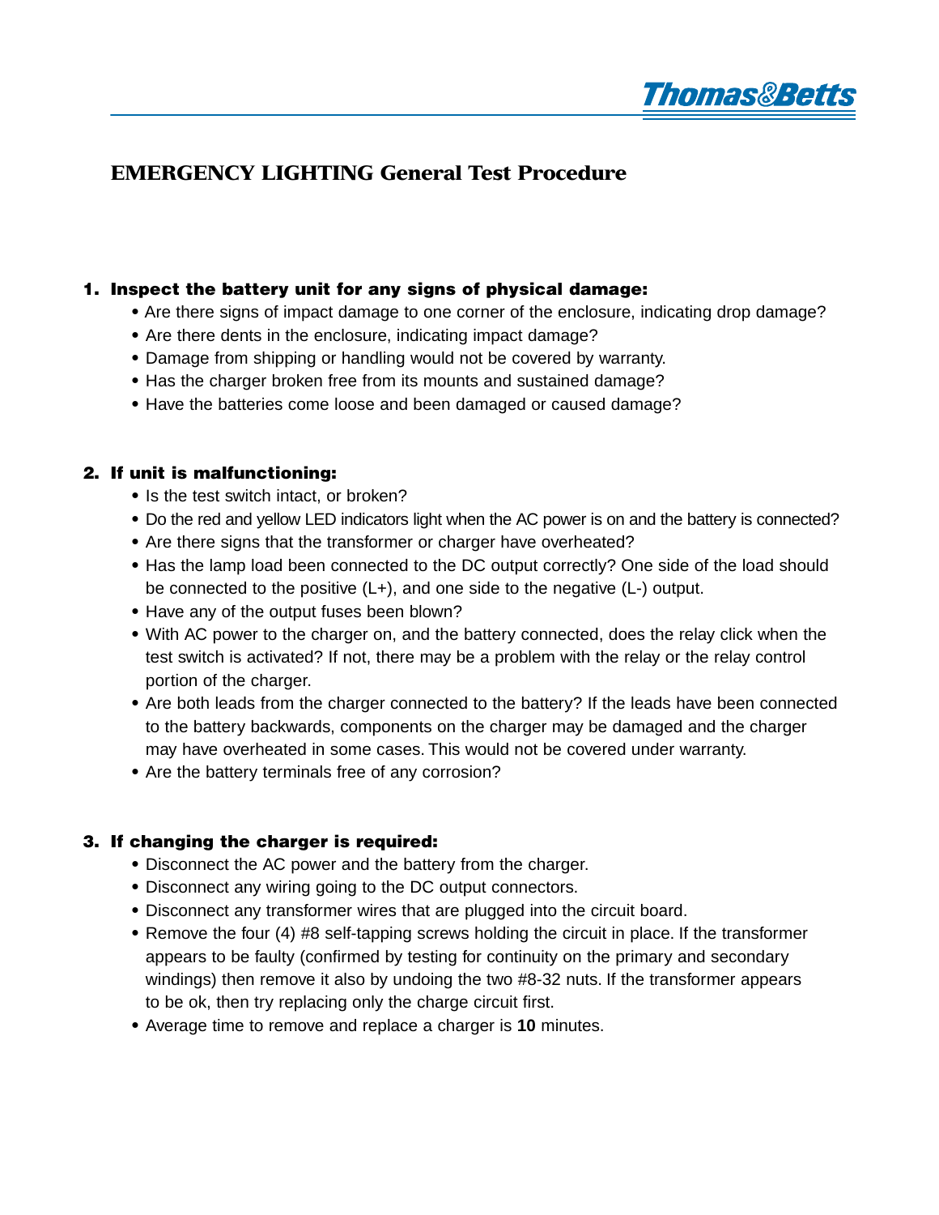# EMERGENCY LIGHTING General Test Procedure

## 1. Inspect the battery unit for any signs of physical damage:

- Are there signs of impact damage to one corner of the enclosure, indicating drop damage?
- Are there dents in the enclosure, indicating impact damage?
- Damage from shipping or handling would not be covered by warranty.
- Has the charger broken free from its mounts and sustained damage?
- Have the batteries come loose and been damaged or caused damage?

## 2. If unit is malfunctioning:

- Is the test switch intact, or broken?
- Do the red and yellow LED indicators light when the AC power is on and the battery is connected?
- Are there signs that the transformer or charger have overheated?
- Has the lamp load been connected to the DC output correctly? One side of the load should be connected to the positive (L+), and one side to the negative (L-) output.
- Have any of the output fuses been blown?
- With AC power to the charger on, and the battery connected, does the relay click when the test switch is activated? If not, there may be a problem with the relay or the relay control portion of the charger.
- Are both leads from the charger connected to the battery? If the leads have been connected to the battery backwards, components on the charger may be damaged and the charger may have overheated in some cases. This would not be covered under warranty.
- Are the battery terminals free of any corrosion?

## 3. If changing the charger is required:

- Disconnect the AC power and the battery from the charger.
- Disconnect any wiring going to the DC output connectors.
- Disconnect any transformer wires that are plugged into the circuit board.
- Remove the four (4) #8 self-tapping screws holding the circuit in place. If the transformer appears to be faulty (confirmed by testing for continuity on the primary and secondary windings) then remove it also by undoing the two #8-32 nuts. If the transformer appears to be ok, then try replacing only the charge circuit first.
- Average time to remove and replace a charger is **10** minutes.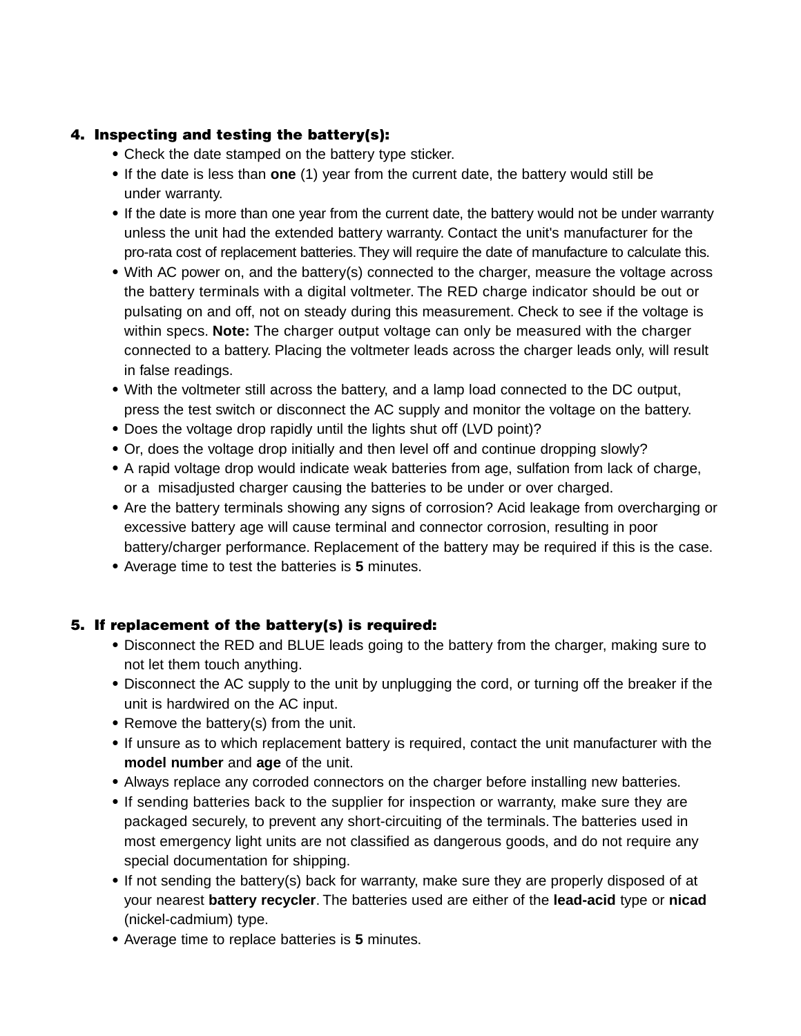**4. Inspecting and testing the battery(s):**

- Check the date stamped on the battery type sticker.
- If the date is less than **one** (1) year from the current date, the battery would still be under warranty.
- If the date is more than one year from the current date, the battery would not be under warranty unless the unit had the extended battery warranty. Contact the unit's manufacturer for the pro-rata cost of replacement batteries. They will require the date of manufacture to calculate this.
- With AC power on, and the battery(s) connected to the charger, measure the voltage across the battery terminals with a digital voltmeter. The RED charge indicator should be out or pulsating on and off, not on steady during this measurement. Check to see if the voltage is within specs. **Note:** The charger output voltage can only be measured with the charger connected to a battery. Placing the voltmeter leads across the charger leads only, will result in false readings.
- With the voltmeter still across the battery, and a lamp load connected to the DC output, press the test switch or disconnect the AC supply and monitor the voltage on the battery.
- Does the voltage drop rapidly until the lights shut off (LVD point)?
- Or, does the voltage drop initially and then level off and continue dropping slowly?
- A rapid voltage drop would indicate weak batteries from age, sulfation from lack of charge, or a misadjusted charger causing the batteries to be under or over charged.
- Are the battery terminals showing any signs of corrosion? Acid leakage from overcharging or excessive battery age will cause terminal and connector corrosion, resulting in poor battery/charger performance. Replacement of the battery may be required if this is the case.
- Average time to test the batteries is **5** minutes.

**5. If replacement of the battery(s) is required:**

- Disconnect the RED and BLUE leads going to the battery from the charger, making sure to not let them touch anything.
- Disconnect the AC supply to the unit by unplugging the cord, or turning off the breaker if the unit is hardwired on the AC input.
- Remove the battery(s) from the unit.
- If unsure as to which replacement battery is required, contact the unit manufacturer with the **model number** and **age** of the unit.
- Always replace any corroded connectors on the charger before installing new batteries.
- If sending batteries back to the supplier for inspection or warranty, make sure they are packaged securely, to prevent any short-circuiting of the terminals. The batteries used in most emergency light units are not classified as dangerous goods, and do not require any special documentation for shipping.
- If not sending the battery(s) back for warranty, make sure they are properly disposed of at your nearest **battery recycler**. The batteries used are either of the **lead-acid** type or **nicad** (nickel-cadmium) type.
- Average time to replace batteries is **5** minutes.